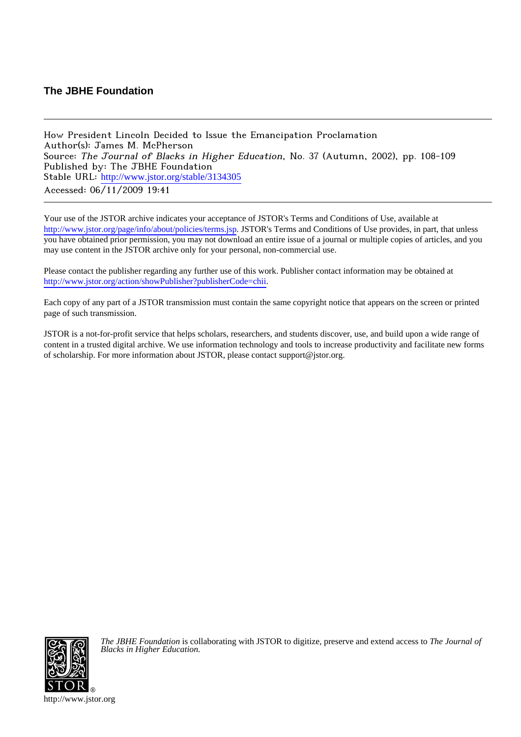## The JBHE Foundation

---

How President Lincoln Decided to Issue the Emancipation Proclamation
Author(s): James M. McPherson
Source: *The Journal of Blacks in Higher Education*, No. 37 (Autumn, 2002), pp. 108-109
Published by: The JBHE Foundation
Stable URL: http://www.jstor.org/stable/3134305
Accessed: 06/11/2009 19:41

---

Your use of the JSTOR archive indicates your acceptance of JSTOR's Terms and Conditions of Use, available at http://www.jstor.org/page/info/about/policies/terms.jsp. JSTOR's Terms and Conditions of Use provides, in part, that unless you have obtained prior permission, you may not download an entire issue of a journal or multiple copies of articles, and you may use content in the JSTOR archive only for your personal, non-commercial use.

Please contact the publisher regarding any further use of this work. Publisher contact information may be obtained at http://www.jstor.org/action/showPublisher?publisherCode=chii.

Each copy of any part of a JSTOR transmission must contain the same copyright notice that appears on the screen or printed page of such transmission.

JSTOR is a not-for-profit service that helps scholars, researchers, and students discover, use, and build upon a wide range of content in a trusted digital archive. We use information technology and tools to increase productivity and facilitate new forms of scholarship. For more information about JSTOR, please contact support@jstor.org.

*The JBHE Foundation* is collaborating with JSTOR to digitize, preserve and extend access to *The Journal of Blacks in Higher Education.*

http://www.jstor.org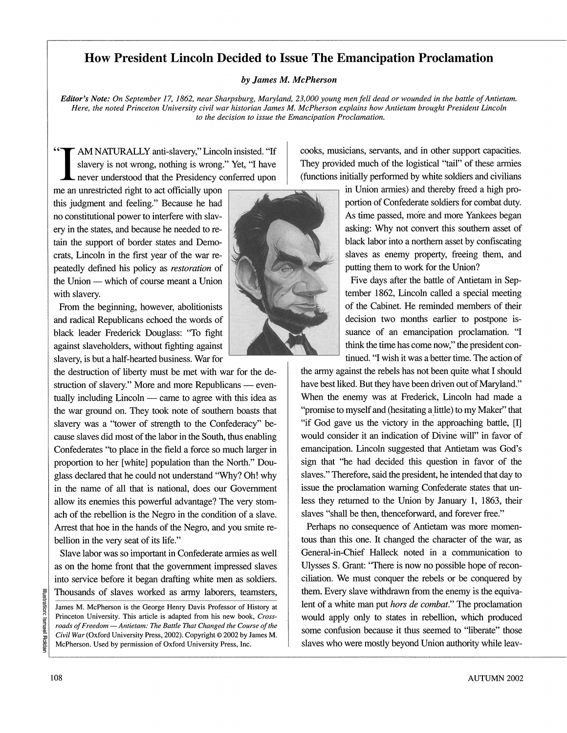# How President Lincoln Decided to Issue The Emancipation Proclamation

*by James M. McPherson*

***Editor's Note:** On September 17, 1862, near Sharpsburg, Maryland, 23,000 young men fell dead or wounded in the battle of Antietam. Here, the noted Princeton University civil war historian James M. McPherson explains how Antietam brought President Lincoln to the decision to issue the Emancipation Proclamation.*

"I AM NATURALLY anti-slavery," Lincoln insisted. "If slavery is not wrong, nothing is wrong." Yet, "I have never understood that the Presidency conferred upon me an unrestricted right to act officially upon this judgment and feeling." Because he had no constitutional power to interfere with slavery in the states, and because he needed to retain the support of border states and Democrats, Lincoln in the first year of the war repeatedly defined his policy as *restoration* of the Union — which of course meant a Union with slavery.

From the beginning, however, abolitionists and radical Republicans echoed the words of black leader Frederick Douglass: "To fight against slaveholders, without fighting against slavery, is but a half-hearted business. War for the destruction of liberty must be met with war for the destruction of slavery." More and more Republicans — eventually including Lincoln — came to agree with this idea as the war ground on. They took note of southern boasts that slavery was a "tower of strength to the Confederacy" because slaves did most of the labor in the South, thus enabling Confederates "to place in the field a force so much larger in proportion to her [white] population than the North." Douglass declared that he could not understand "Why? Oh! why in the name of all that is national, does our Government allow its enemies this powerful advantage? The very stomach of the rebellion is the Negro in the condition of a slave. Arrest that hoe in the hands of the Negro, and you smite rebellion in the very seat of its life."

Slave labor was so important in Confederate armies as well as on the home front that the government impressed slaves into service before it began drafting white men as soldiers. Thousands of slaves worked as army laborers, teamsters, cooks, musicians, servants, and in other support capacities. They provided much of the logistical "tail" of these armies (functions initially performed by white soldiers and civilians in Union armies) and thereby freed a high proportion of Confederate soldiers for combat duty. As time passed, more and more Yankees began asking: Why not convert this southern asset of black labor into a northern asset by confiscating slaves as enemy property, freeing them, and putting them to work for the Union?

Five days after the battle of Antietam in September 1862, Lincoln called a special meeting of the Cabinet. He reminded members of their decision two months earlier to postpone issuance of an emancipation proclamation. "I think the time has come now," the president continued. "I wish it was a better time. The action of the army against the rebels has not been quite what I should have best liked. But they have been driven out of Maryland." When the enemy was at Frederick, Lincoln had made a "promise to myself and (hesitating a little) to my Maker" that "if God gave us the victory in the approaching battle, [I] would consider it an indication of Divine will" in favor of emancipation. Lincoln suggested that Antietam was God's sign that "he had decided this question in favor of the slaves." Therefore, said the president, he intended that day to issue the proclamation warning Confederate states that unless they returned to the Union by January 1, 1863, their slaves "shall be then, thenceforward, and forever free."

Perhaps no consequence of Antietam was more momentous than this one. It changed the character of the war, as General-in-Chief Halleck noted in a communication to Ulysses S. Grant: "There is now no possible hope of reconciliation. We must conquer the rebels or be conquered by them. Every slave withdrawn from the enemy is the equivalent of a white man put *hors de combat*." The proclamation would apply only to states in rebellion, which produced some confusion because it thus seemed to "liberate" those slaves who were mostly beyond Union authority while leav-

James M. McPherson is the George Henry Davis Professor of History at Princeton University. This article is adapted from his new book, *Crossroads of Freedom — Antietam: The Battle That Changed the Course of the Civil War* (Oxford University Press, 2002). Copyright © 2002 by James M. McPherson. Used by permission of Oxford University Press, Inc.

Illustration: Ismael Roldan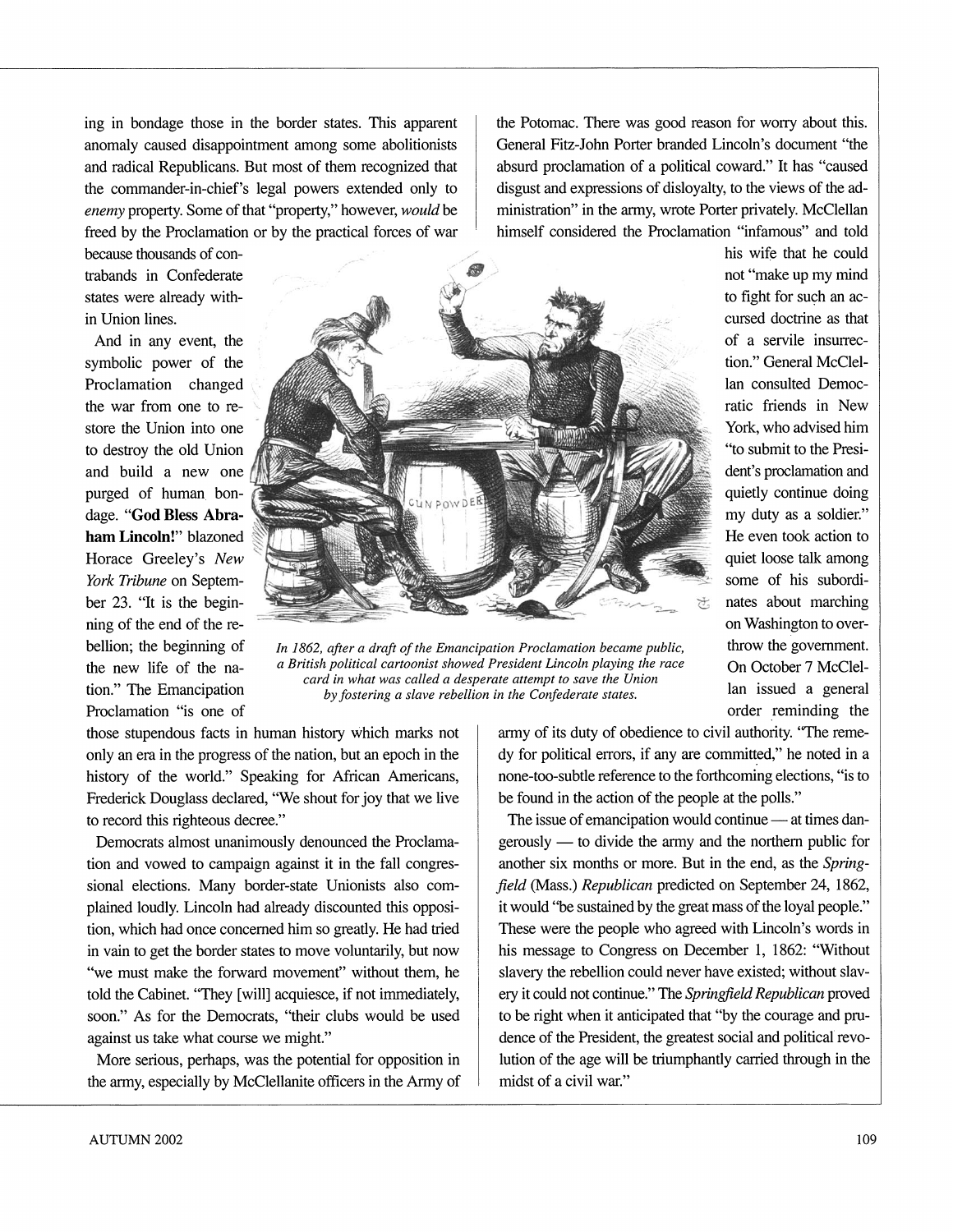ing in bondage those in the border states. This apparent anomaly caused disappointment among some abolitionists and radical Republicans. But most of them recognized that the commander-in-chief's legal powers extended only to *enemy* property. Some of that "property," however, *would* be freed by the Proclamation or by the practical forces of war because thousands of contrabands in Confederate states were already within Union lines.

And in any event, the symbolic power of the Proclamation changed the war from one to restore the Union into one to destroy the old Union and build a new one purged of human bondage. "**God Bless Abraham Lincoln!**" blazoned Horace Greeley's *New York Tribune* on September 23. "It is the beginning of the end of the rebellion; the beginning of the new life of the nation." The Emancipation Proclamation "is one of those stupendous facts in human history which marks not only an era in the progress of the nation, but an epoch in the history of the world." Speaking for African Americans, Frederick Douglass declared, "We shout for joy that we live to record this righteous decree."

Democrats almost unanimously denounced the Proclamation and vowed to campaign against it in the fall congressional elections. Many border-state Unionists also complained loudly. Lincoln had already discounted this opposition, which had once concerned him so greatly. He had tried in vain to get the border states to move voluntarily, but now "we must make the forward movement" without them, he told the Cabinet. "They [will] acquiesce, if not immediately, soon." As for the Democrats, "their clubs would be used against us take what course we might."

More serious, perhaps, was the potential for opposition in the army, especially by McClellanite officers in the Army of the Potomac. There was good reason for worry about this. General Fitz-John Porter branded Lincoln's document "the absurd proclamation of a political coward." It has "caused disgust and expressions of disloyalty, to the views of the administration" in the army, wrote Porter privately. McClellan himself considered the Proclamation "infamous" and told his wife that he could not "make up my mind to fight for such an accursed doctrine as that of a servile insurrection." General McClellan consulted Democratic friends in New York, who advised him "to submit to the President's proclamation and quietly continue doing my duty as a soldier." He even took action to quiet loose talk among some of his subordinates about marching on Washington to overthrow the government. On October 7 McClellan issued a general order reminding the army of its duty of obedience to civil authority. "The remedy for political errors, if any are committed," he noted in a none-too-subtle reference to the forthcoming elections, "is to be found in the action of the people at the polls."

*In 1862, after a draft of the Emancipation Proclamation became public, a British political cartoonist showed President Lincoln playing the race card in what was called a desperate attempt to save the Union by fostering a slave rebellion in the Confederate states.*

The issue of emancipation would continue — at times dangerously — to divide the army and the northern public for another six months or more. But in the end, as the *Springfield* (Mass.) *Republican* predicted on September 24, 1862, it would "be sustained by the great mass of the loyal people." These were the people who agreed with Lincoln's words in his message to Congress on December 1, 1862: "Without slavery the rebellion could never have existed; without slavery it could not continue." The *Springfield Republican* proved to be right when it anticipated that "by the courage and prudence of the President, the greatest social and political revolution of the age will be triumphantly carried through in the midst of a civil war."